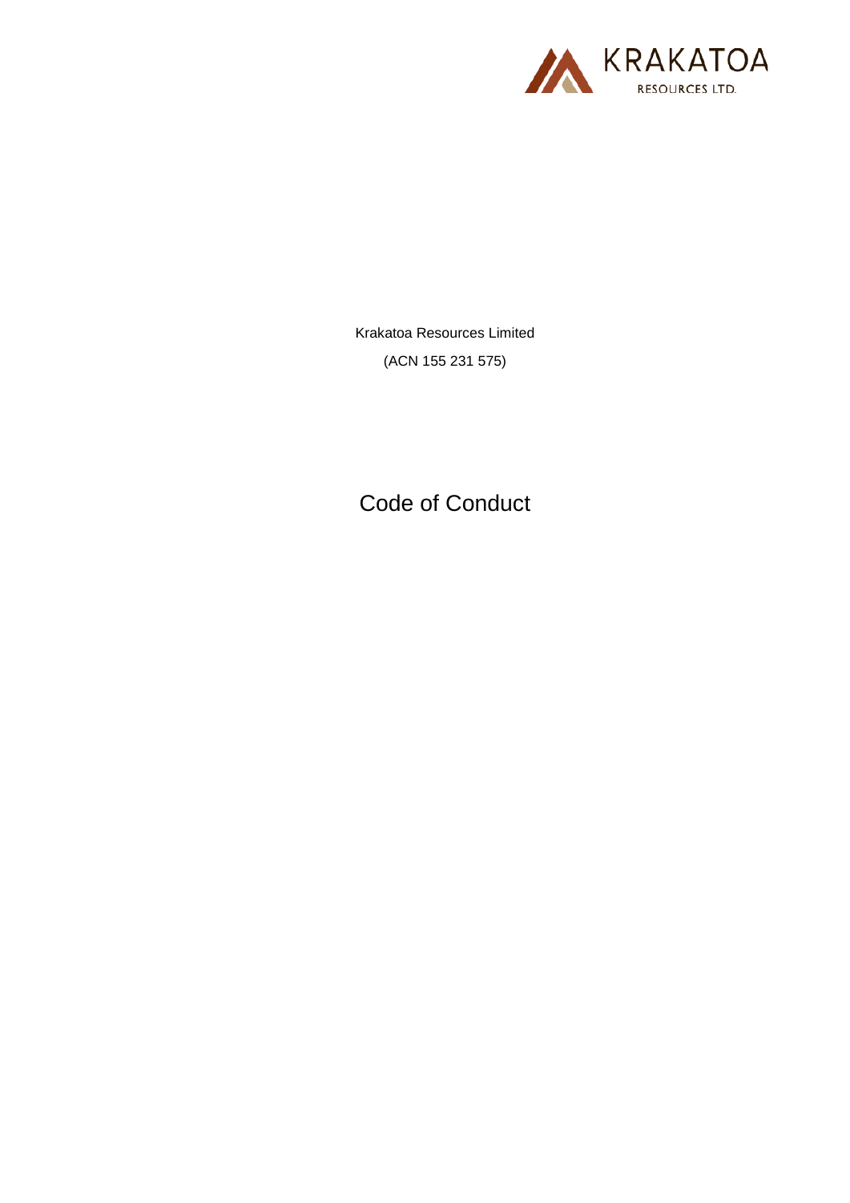KRAKATOA RESOURCES LTD.

Krakatoa Resources Limited

(ACN 155 231 575)

# Code of Conduct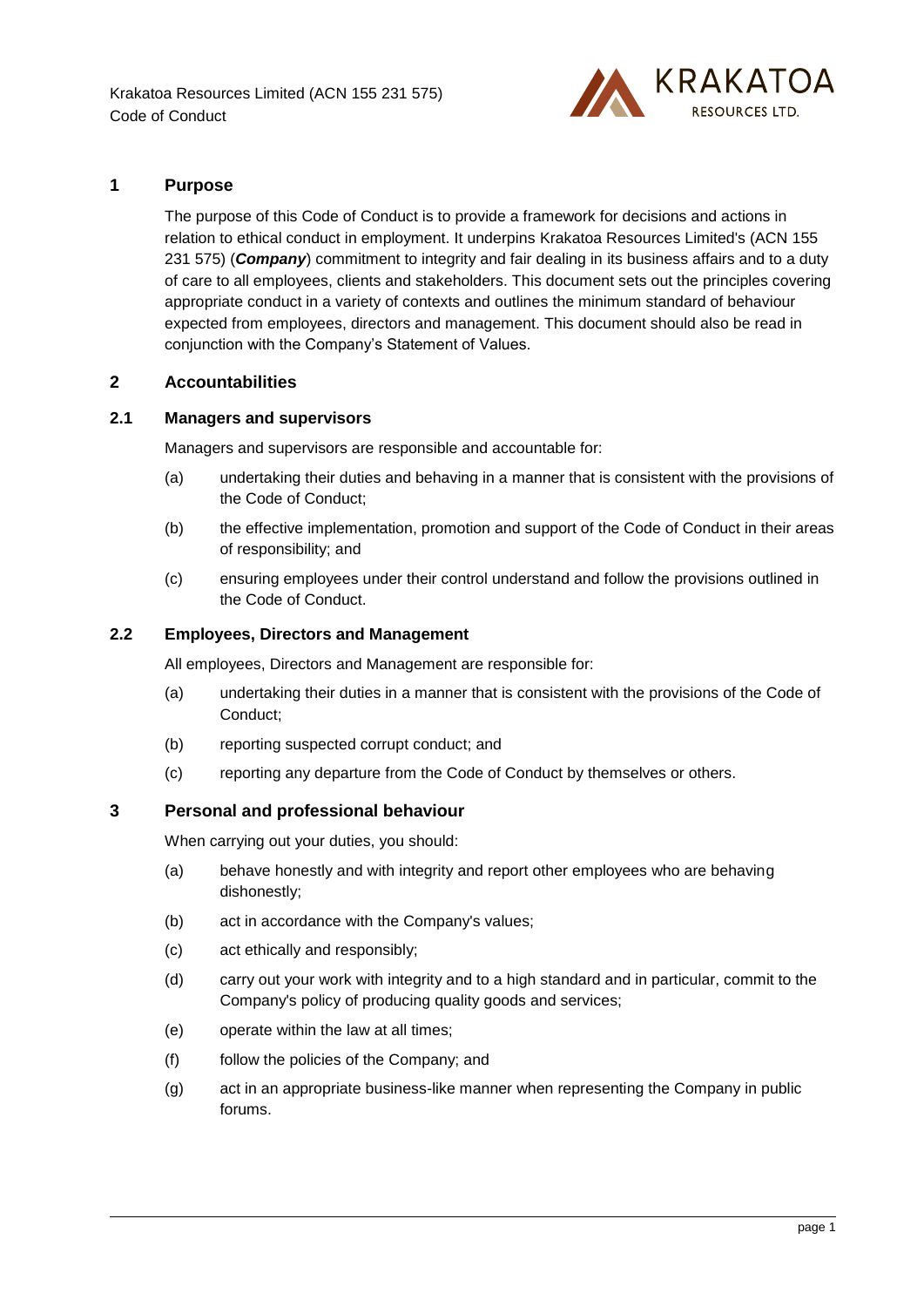## 1 Purpose

The purpose of this Code of Conduct is to provide a framework for decisions and actions in relation to ethical conduct in employment. It underpins Krakatoa Resources Limited's (ACN 155 231 575) (***Company***) commitment to integrity and fair dealing in its business affairs and to a duty of care to all employees, clients and stakeholders. This document sets out the principles covering appropriate conduct in a variety of contexts and outlines the minimum standard of behaviour expected from employees, directors and management. This document should also be read in conjunction with the Company's Statement of Values.

## 2 Accountabilities

### 2.1 Managers and supervisors

Managers and supervisors are responsible and accountable for:

(a) undertaking their duties and behaving in a manner that is consistent with the provisions of the Code of Conduct;

(b) the effective implementation, promotion and support of the Code of Conduct in their areas of responsibility; and

(c) ensuring employees under their control understand and follow the provisions outlined in the Code of Conduct.

### 2.2 Employees, Directors and Management

All employees, Directors and Management are responsible for:

(a) undertaking their duties in a manner that is consistent with the provisions of the Code of Conduct;

(b) reporting suspected corrupt conduct; and

(c) reporting any departure from the Code of Conduct by themselves or others.

## 3 Personal and professional behaviour

When carrying out your duties, you should:

(a) behave honestly and with integrity and report other employees who are behaving dishonestly;

(b) act in accordance with the Company's values;

(c) act ethically and responsibly;

(d) carry out your work with integrity and to a high standard and in particular, commit to the Company's policy of producing quality goods and services;

(e) operate within the law at all times;

(f) follow the policies of the Company; and

(g) act in an appropriate business-like manner when representing the Company in public forums.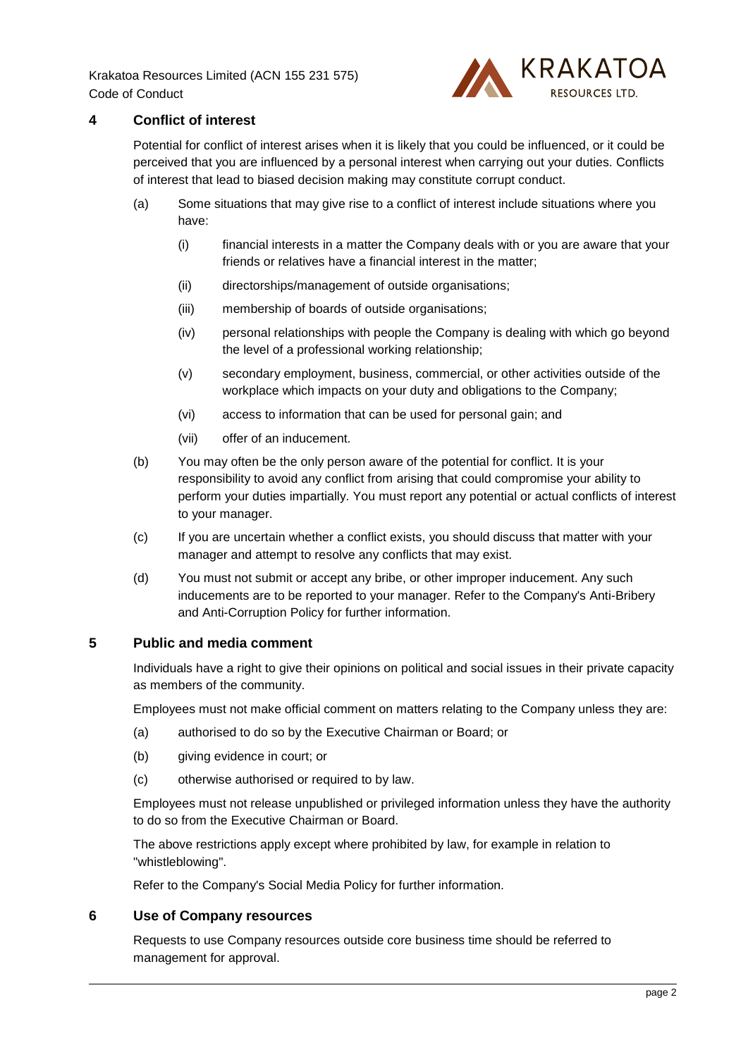## 4 Conflict of interest

Potential for conflict of interest arises when it is likely that you could be influenced, or it could be perceived that you are influenced by a personal interest when carrying out your duties. Conflicts of interest that lead to biased decision making may constitute corrupt conduct.

(a) Some situations that may give rise to a conflict of interest include situations where you have:

   (i) financial interests in a matter the Company deals with or you are aware that your friends or relatives have a financial interest in the matter;

   (ii) directorships/management of outside organisations;

   (iii) membership of boards of outside organisations;

   (iv) personal relationships with people the Company is dealing with which go beyond the level of a professional working relationship;

   (v) secondary employment, business, commercial, or other activities outside of the workplace which impacts on your duty and obligations to the Company;

   (vi) access to information that can be used for personal gain; and

   (vii) offer of an inducement.

(b) You may often be the only person aware of the potential for conflict. It is your responsibility to avoid any conflict from arising that could compromise your ability to perform your duties impartially. You must report any potential or actual conflicts of interest to your manager.

(c) If you are uncertain whether a conflict exists, you should discuss that matter with your manager and attempt to resolve any conflicts that may exist.

(d) You must not submit or accept any bribe, or other improper inducement. Any such inducements are to be reported to your manager. Refer to the Company's Anti-Bribery and Anti-Corruption Policy for further information.

## 5 Public and media comment

Individuals have a right to give their opinions on political and social issues in their private capacity as members of the community.

Employees must not make official comment on matters relating to the Company unless they are:

(a) authorised to do so by the Executive Chairman or Board; or

(b) giving evidence in court; or

(c) otherwise authorised or required to by law.

Employees must not release unpublished or privileged information unless they have the authority to do so from the Executive Chairman or Board.

The above restrictions apply except where prohibited by law, for example in relation to "whistleblowing".

Refer to the Company's Social Media Policy for further information.

## 6 Use of Company resources

Requests to use Company resources outside core business time should be referred to management for approval.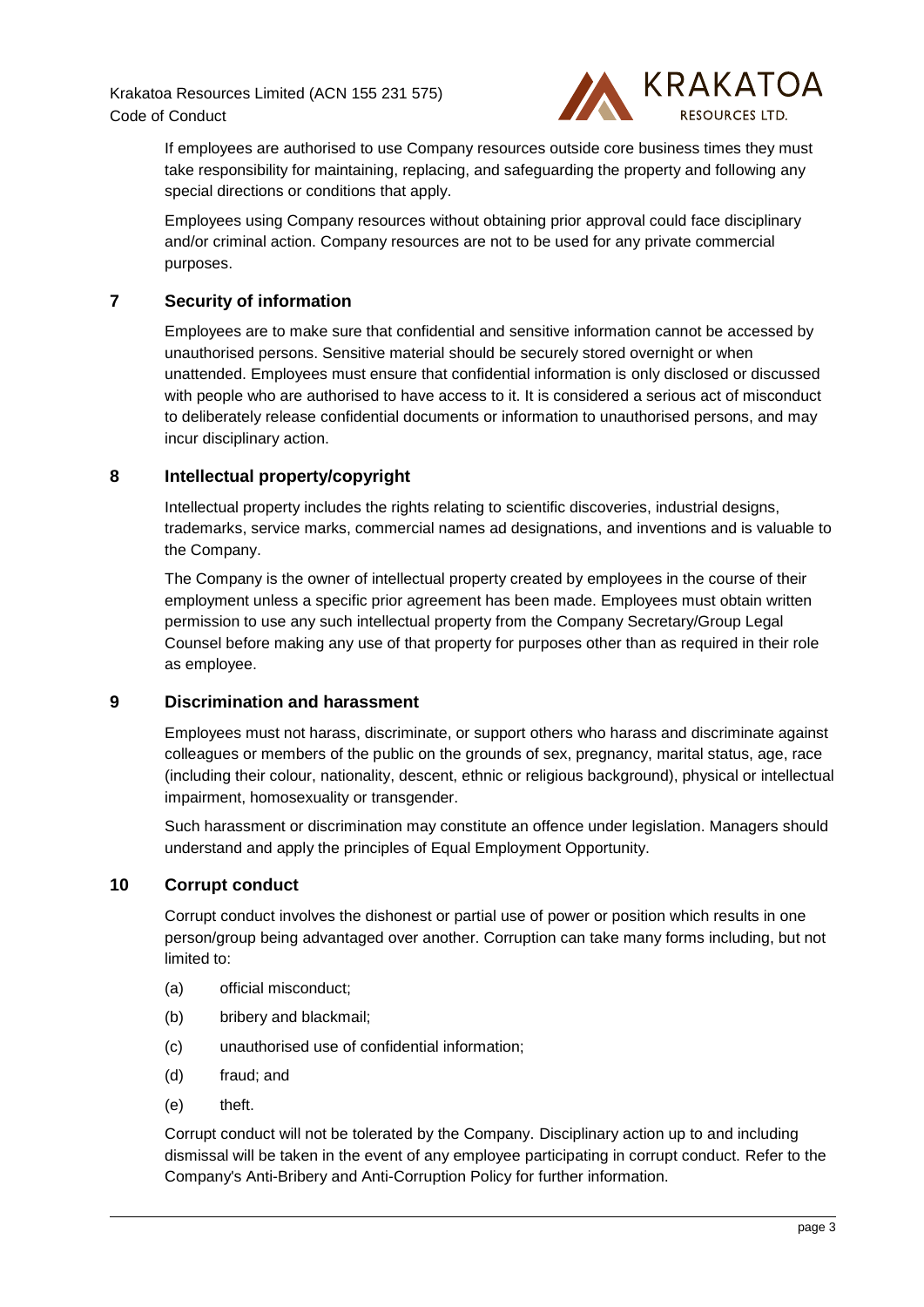If employees are authorised to use Company resources outside core business times they must take responsibility for maintaining, replacing, and safeguarding the property and following any special directions or conditions that apply.

Employees using Company resources without obtaining prior approval could face disciplinary and/or criminal action. Company resources are not to be used for any private commercial purposes.

## 7 Security of information

Employees are to make sure that confidential and sensitive information cannot be accessed by unauthorised persons. Sensitive material should be securely stored overnight or when unattended. Employees must ensure that confidential information is only disclosed or discussed with people who are authorised to have access to it. It is considered a serious act of misconduct to deliberately release confidential documents or information to unauthorised persons, and may incur disciplinary action.

## 8 Intellectual property/copyright

Intellectual property includes the rights relating to scientific discoveries, industrial designs, trademarks, service marks, commercial names ad designations, and inventions and is valuable to the Company.

The Company is the owner of intellectual property created by employees in the course of their employment unless a specific prior agreement has been made. Employees must obtain written permission to use any such intellectual property from the Company Secretary/Group Legal Counsel before making any use of that property for purposes other than as required in their role as employee.

## 9 Discrimination and harassment

Employees must not harass, discriminate, or support others who harass and discriminate against colleagues or members of the public on the grounds of sex, pregnancy, marital status, age, race (including their colour, nationality, descent, ethnic or religious background), physical or intellectual impairment, homosexuality or transgender.

Such harassment or discrimination may constitute an offence under legislation. Managers should understand and apply the principles of Equal Employment Opportunity.

## 10 Corrupt conduct

Corrupt conduct involves the dishonest or partial use of power or position which results in one person/group being advantaged over another. Corruption can take many forms including, but not limited to:

(a) official misconduct;

(b) bribery and blackmail;

(c) unauthorised use of confidential information;

(d) fraud; and

(e) theft.

Corrupt conduct will not be tolerated by the Company. Disciplinary action up to and including dismissal will be taken in the event of any employee participating in corrupt conduct. Refer to the Company's Anti-Bribery and Anti-Corruption Policy for further information.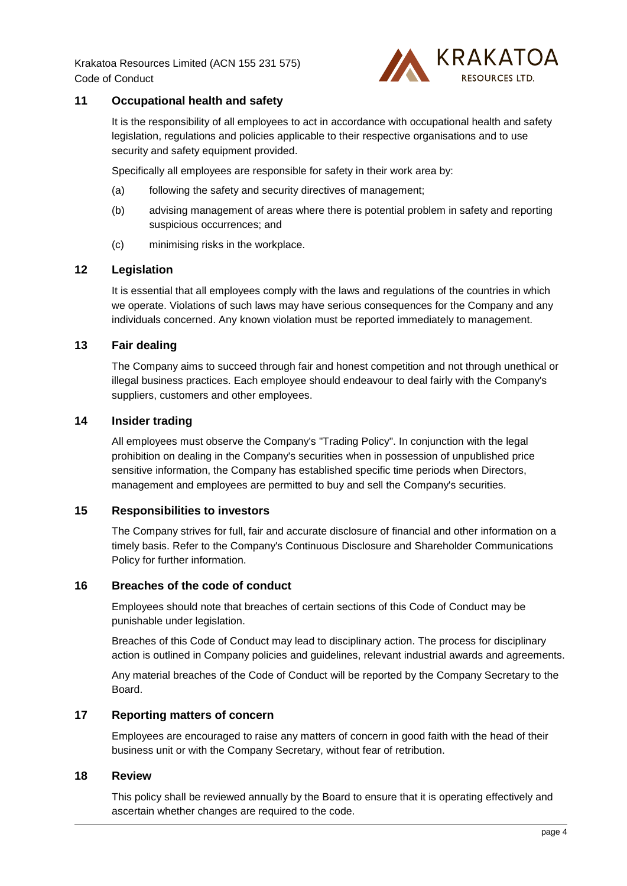## 11 Occupational health and safety

It is the responsibility of all employees to act in accordance with occupational health and safety legislation, regulations and policies applicable to their respective organisations and to use security and safety equipment provided.

Specifically all employees are responsible for safety in their work area by:

(a) following the safety and security directives of management;

(b) advising management of areas where there is potential problem in safety and reporting suspicious occurrences; and

(c) minimising risks in the workplace.

## 12 Legislation

It is essential that all employees comply with the laws and regulations of the countries in which we operate. Violations of such laws may have serious consequences for the Company and any individuals concerned. Any known violation must be reported immediately to management.

## 13 Fair dealing

The Company aims to succeed through fair and honest competition and not through unethical or illegal business practices. Each employee should endeavour to deal fairly with the Company's suppliers, customers and other employees.

## 14 Insider trading

All employees must observe the Company's "Trading Policy". In conjunction with the legal prohibition on dealing in the Company's securities when in possession of unpublished price sensitive information, the Company has established specific time periods when Directors, management and employees are permitted to buy and sell the Company's securities.

## 15 Responsibilities to investors

The Company strives for full, fair and accurate disclosure of financial and other information on a timely basis. Refer to the Company's Continuous Disclosure and Shareholder Communications Policy for further information.

## 16 Breaches of the code of conduct

Employees should note that breaches of certain sections of this Code of Conduct may be punishable under legislation.

Breaches of this Code of Conduct may lead to disciplinary action. The process for disciplinary action is outlined in Company policies and guidelines, relevant industrial awards and agreements.

Any material breaches of the Code of Conduct will be reported by the Company Secretary to the Board.

## 17 Reporting matters of concern

Employees are encouraged to raise any matters of concern in good faith with the head of their business unit or with the Company Secretary, without fear of retribution.

## 18 Review

This policy shall be reviewed annually by the Board to ensure that it is operating effectively and ascertain whether changes are required to the code.